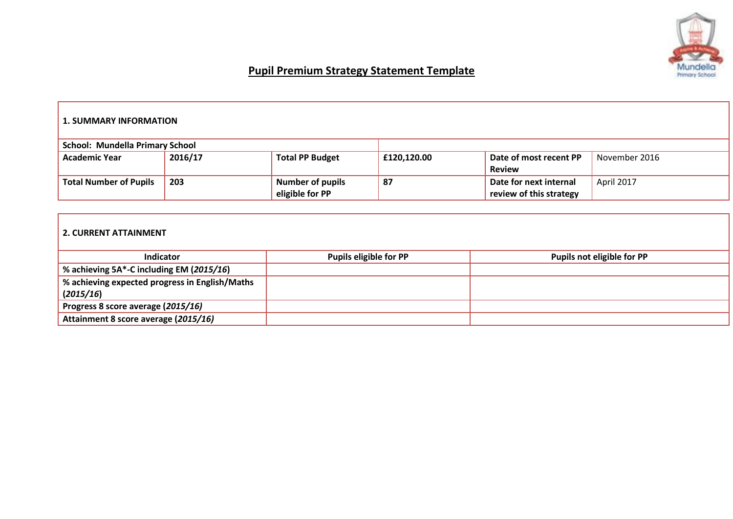# Pupil Premium Strategy Statement Template

| **1. SUMMARY INFORMATION** | | | | | |
|---|---|---|---|---|---|
| **School: Mundella Primary School** | | | | | |
| **Academic Year** | **2016/17** | **Total PP Budget** | **£120,120.00** | **Date of most recent PP Review** | November 2016 |
| **Total Number of Pupils** | **203** | **Number of pupils eligible for PP** | **87** | **Date for next internal review of this strategy** | April 2017 |

| **2. CURRENT ATTAINMENT** | | |
|---|---|---|
| **Indicator** | **Pupils eligible for PP** | **Pupils not eligible for PP** |
| **% achieving 5A*-C including EM (*2015/16*)** | | |
| **% achieving expected progress in English/Maths (*2015/16*)** | | |
| **Progress 8 score average (*2015/16)*** | | |
| **Attainment 8 score average (*2015/16)*** | | |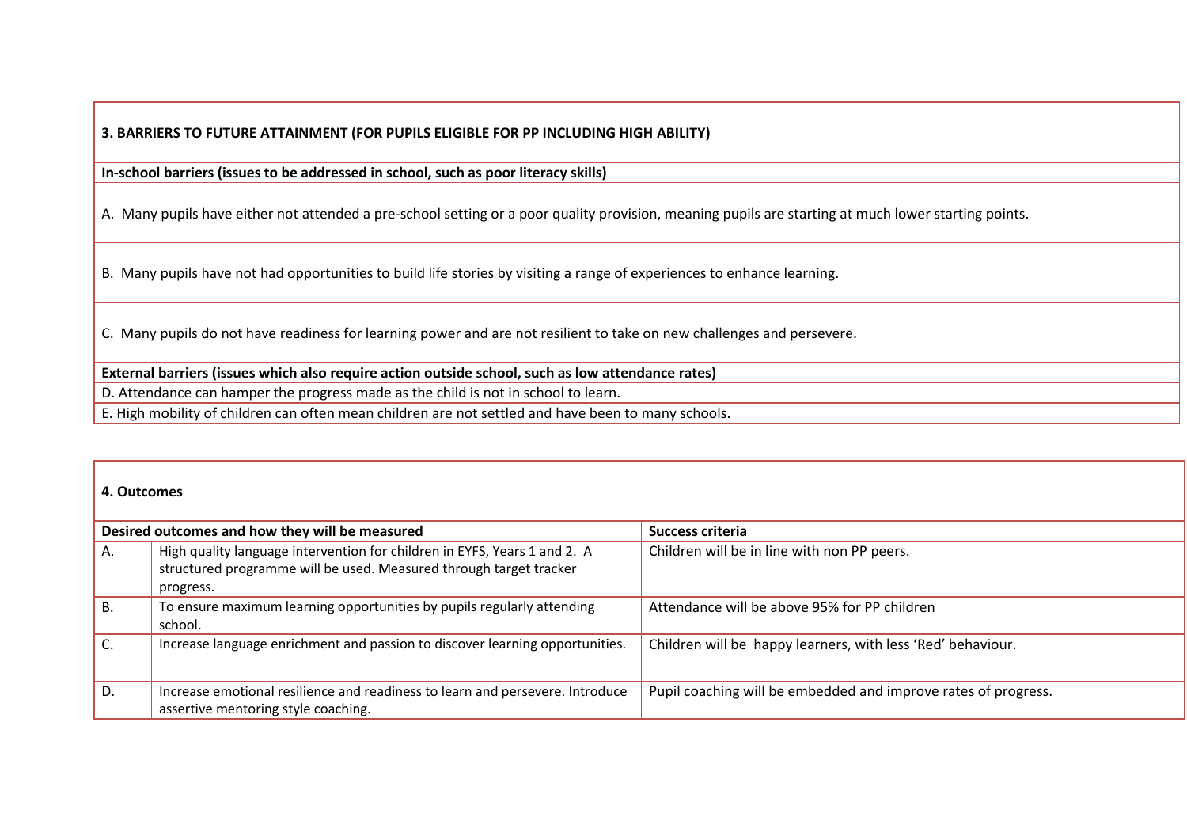| 3. BARRIERS TO FUTURE ATTAINMENT (FOR PUPILS ELIGIBLE FOR PP INCLUDING HIGH ABILITY) |
|---|
| **In-school barriers (issues to be addressed in school, such as poor literacy skills)** |
| A. Many pupils have either not attended a pre-school setting or a poor quality provision, meaning pupils are starting at much lower starting points. |
| B. Many pupils have not had opportunities to build life stories by visiting a range of experiences to enhance learning. |
| C. Many pupils do not have readiness for learning power and are not resilient to take on new challenges and persevere. |
| **External barriers (issues which also require action outside school, such as low attendance rates)** |
| D. Attendance can hamper the progress made as the child is not in school to learn. |
| E. High mobility of children can often mean children are not settled and have been to many schools. |

| **4. Outcomes** | | |
|---|---|---|
| **Desired outcomes and how they will be measured** | | **Success criteria** |
| A. | High quality language intervention for children in EYFS, Years 1 and 2. A structured programme will be used. Measured through target tracker progress. | Children will be in line with non PP peers. |
| B. | To ensure maximum learning opportunities by pupils regularly attending school. | Attendance will be above 95% for PP children |
| C. | Increase language enrichment and passion to discover learning opportunities. | Children will be happy learners, with less 'Red' behaviour. |
| D. | Increase emotional resilience and readiness to learn and persevere. Introduce assertive mentoring style coaching. | Pupil coaching will be embedded and improve rates of progress. |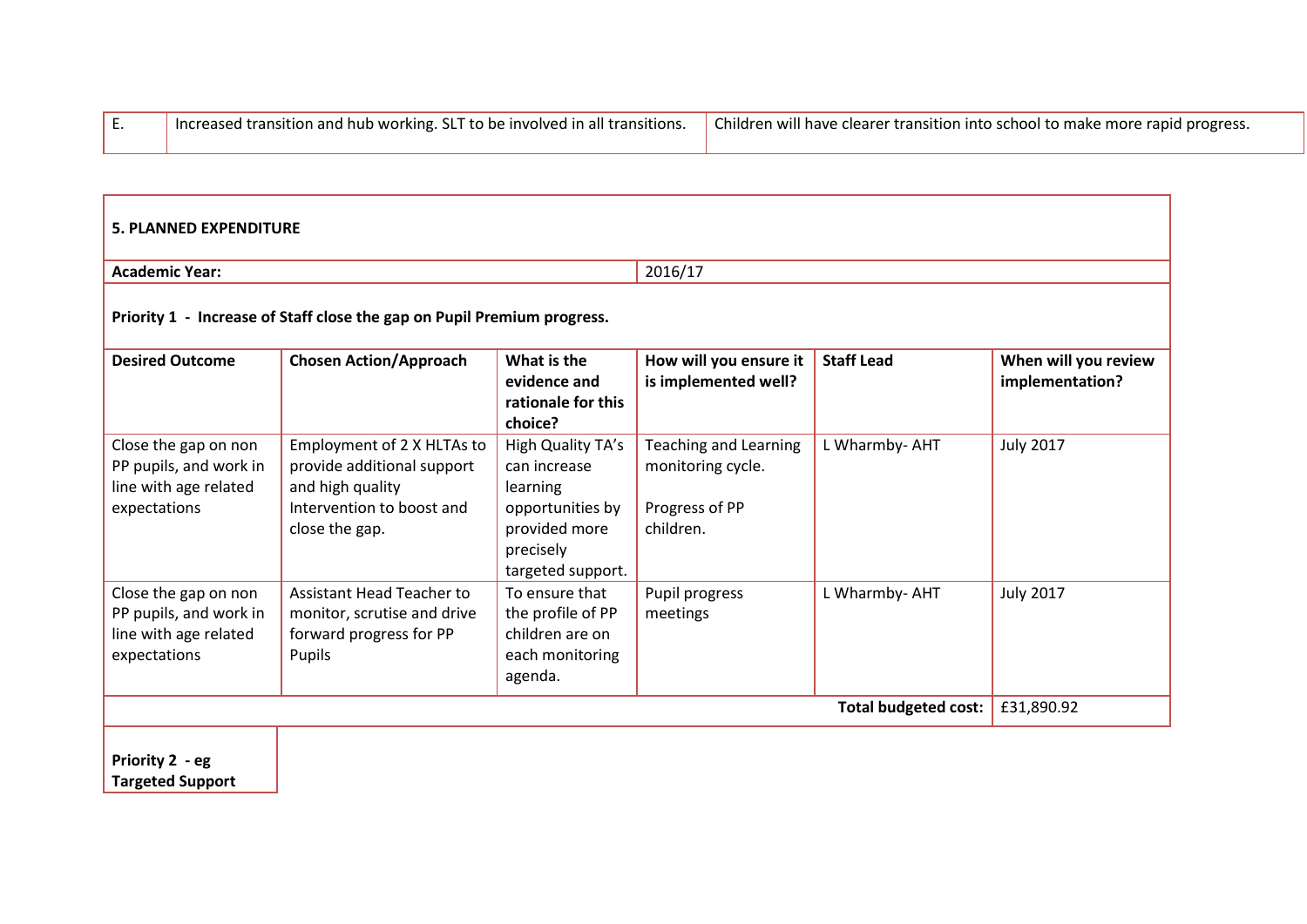| E. | Increased transition and hub working. SLT to be involved in all transitions. | Children will have clearer transition into school to make more rapid progress. |
|---|---|---|

**5. PLANNED EXPENDITURE**

| **Academic Year:** | | | 2016/17 | | |
|---|---|---|---|---|---|
| **Priority 1 - Increase of Staff close the gap on Pupil Premium progress.** | | | | | |
| **Desired Outcome** | **Chosen Action/Approach** | **What is the evidence and rationale for this choice?** | **How will you ensure it is implemented well?** | **Staff Lead** | **When will you review implementation?** |
| Close the gap on non PP pupils, and work in line with age related expectations | Employment of 2 X HLTAs to provide additional support and high quality Intervention to boost and close the gap. | High Quality TA's can increase learning opportunities by provided more precisely targeted support. | Teaching and Learning monitoring cycle.<br><br>Progress of PP children. | L Wharmby- AHT | July 2017 |
| Close the gap on non PP pupils, and work in line with age related expectations | Assistant Head Teacher to monitor, scrutise and drive forward progress for PP Pupils | To ensure that the profile of PP children are on each monitoring agenda. | Pupil progress meetings | L Wharmby- AHT | July 2017 |
| | | | | **Total budgeted cost:** | £31,890.92 |

**Priority 2 - eg Targeted Support**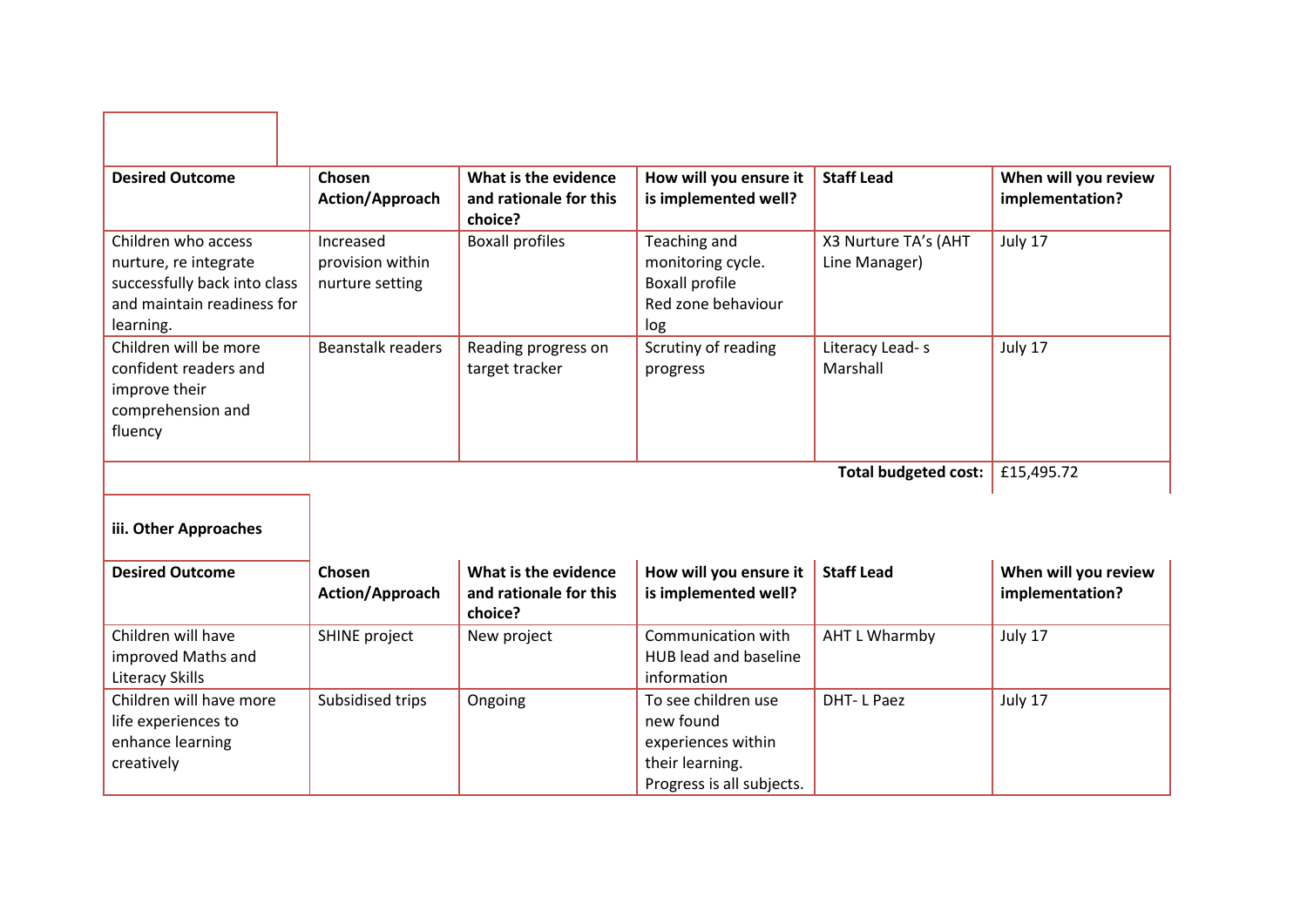| Desired Outcome | Chosen Action/Approach | What is the evidence and rationale for this choice? | How will you ensure it is implemented well? | Staff Lead | When will you review implementation? |
|---|---|---|---|---|---|
| Children who access nurture, re integrate successfully back into class and maintain readiness for learning. | Increased provision within nurture setting | Boxall profiles | Teaching and monitoring cycle. Boxall profile Red zone behaviour log | X3 Nurture TA's (AHT Line Manager) | July 17 |
| Children will be more confident readers and improve their comprehension and fluency | Beanstalk readers | Reading progress on target tracker | Scrutiny of reading progress | Literacy Lead- s Marshall | July 17 |
| | | | | **Total budgeted cost:** | £15,495.72 |

**iii. Other Approaches**

| Desired Outcome | Chosen Action/Approach | What is the evidence and rationale for this choice? | How will you ensure it is implemented well? | Staff Lead | When will you review implementation? |
|---|---|---|---|---|---|
| Children will have improved Maths and Literacy Skills | SHINE project | New project | Communication with HUB lead and baseline information | AHT L Wharmby | July 17 |
| Children will have more life experiences to enhance learning creatively | Subsidised trips | Ongoing | To see children use new found experiences within their learning. Progress is all subjects. | DHT- L Paez | July 17 |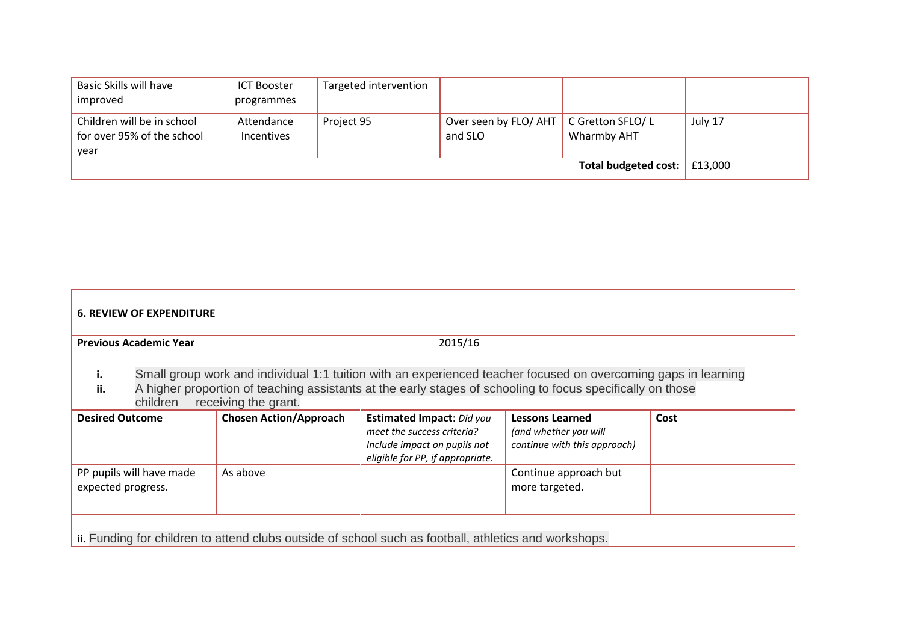| | | | | | |
|---|---|---|---|---|---|
| Basic Skills will have improved | ICT Booster programmes | Targeted intervention | | | |
| Children will be in school for over 95% of the school year | Attendance Incentives | Project 95 | Over seen by FLO/ AHT and SLO | C Gretton SFLO/ L Wharmby AHT | July 17 |
| | | | | **Total budgeted cost:** | £13,000 |

**6. REVIEW OF EXPENDITURE**

| **Previous Academic Year** | 2015/16 |
|---|---|

i. Small group work and individual 1:1 tuition with an experienced teacher focused on overcoming gaps in learning
ii. A higher proportion of teaching assistants at the early stages of schooling to focus specifically on those children receiving the grant.

| **Desired Outcome** | **Chosen Action/Approach** | **Estimated Impact**: *Did you meet the success criteria? Include impact on pupils not eligible for PP, if appropriate.* | **Lessons Learned** *(and whether you will continue with this approach)* | **Cost** |
|---|---|---|---|---|
| PP pupils will have made expected progress. | As above | | Continue approach but more targeted. | |

**ii.** Funding for children to attend clubs outside of school such as football, athletics and workshops.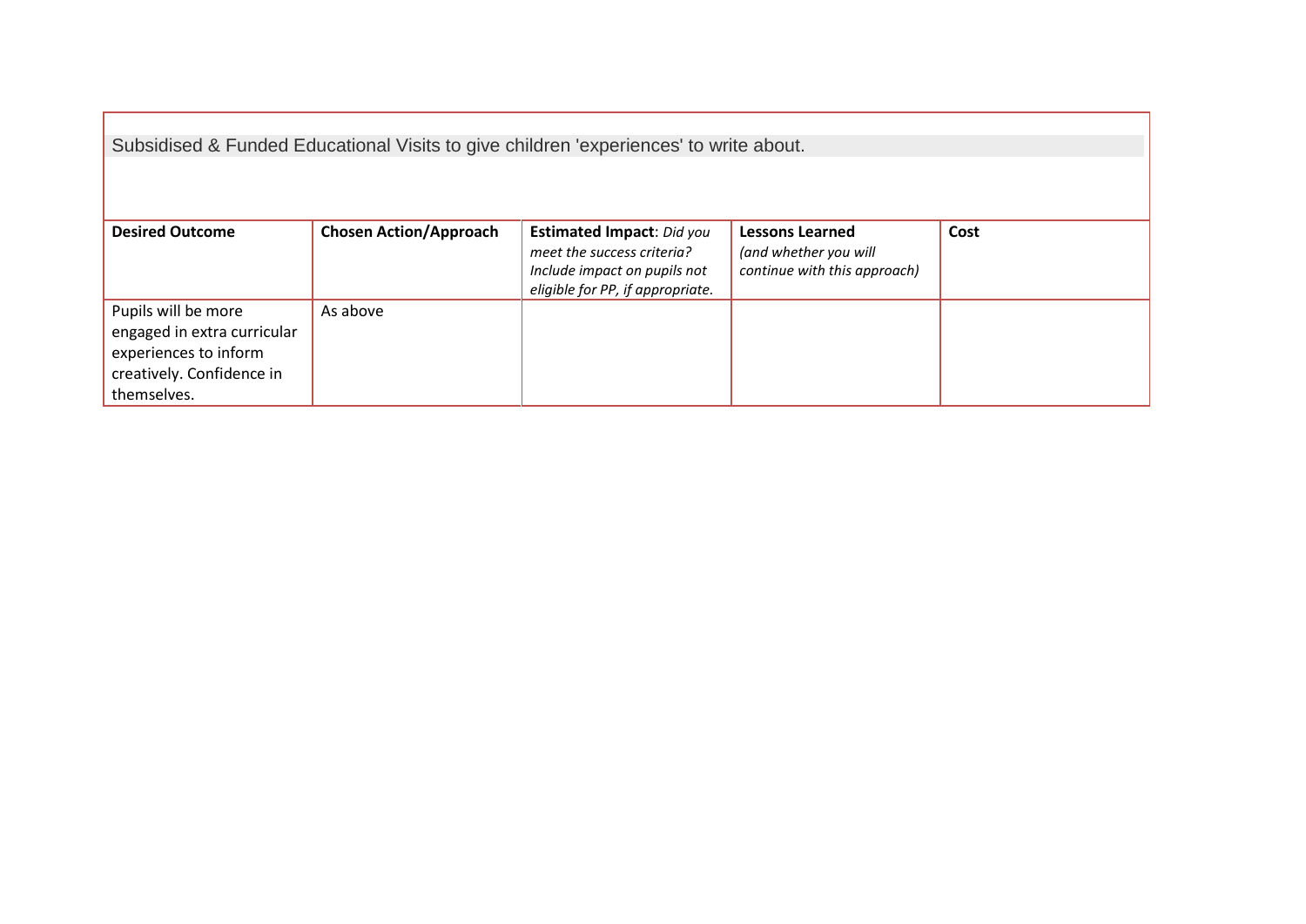Subsidised & Funded Educational Visits to give children 'experiences' to write about.

| **Desired Outcome** | **Chosen Action/Approach** | **Estimated Impact**: *Did you meet the success criteria? Include impact on pupils not eligible for PP, if appropriate.* | **Lessons Learned** *(and whether you will continue with this approach)* | **Cost** |
|---|---|---|---|---|
| Pupils will be more engaged in extra curricular experiences to inform creatively. Confidence in themselves. | As above | | | |